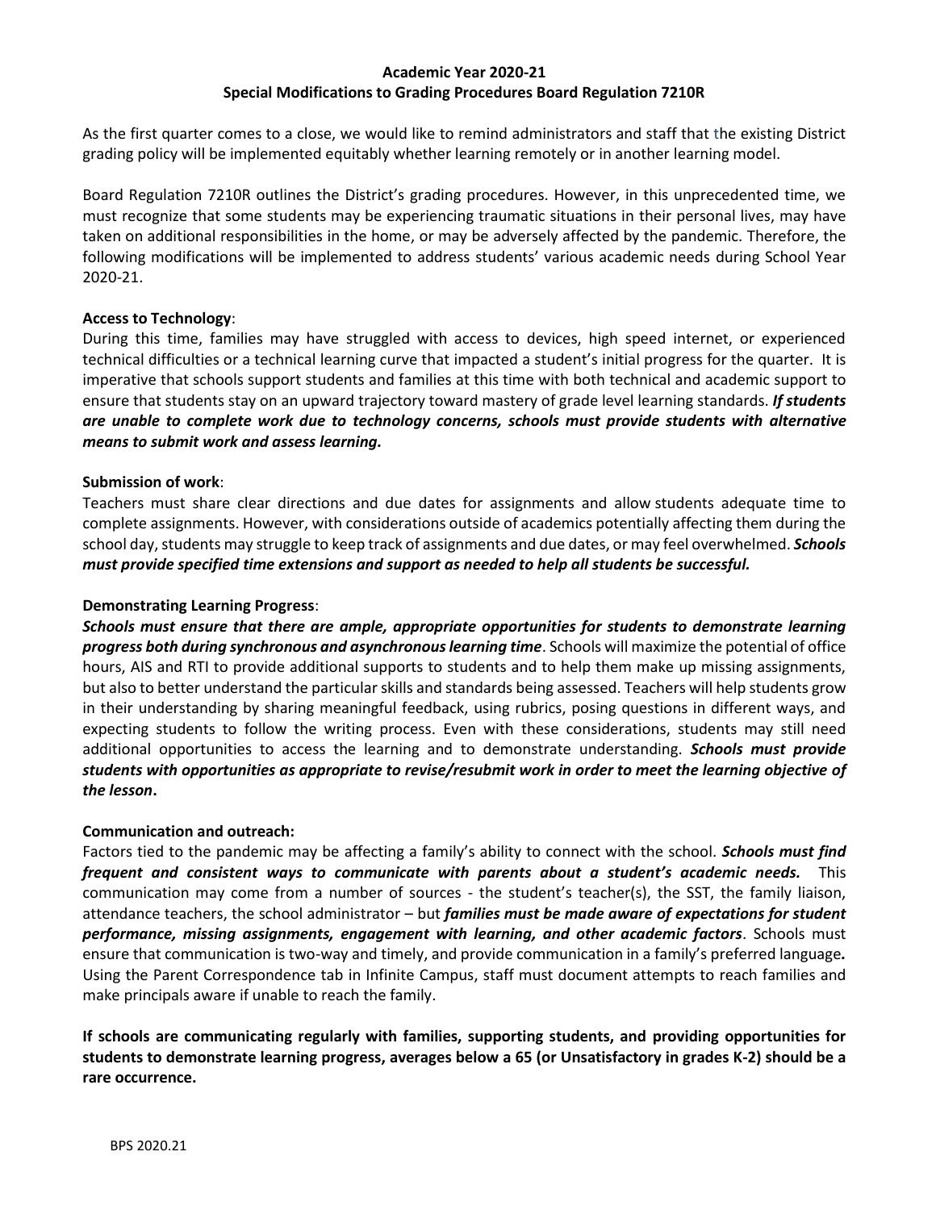**Academic Year 2020-21**
**Special Modifications to Grading Procedures Board Regulation 7210R**

As the first quarter comes to a close, we would like to remind administrators and staff that the existing District grading policy will be implemented equitably whether learning remotely or in another learning model.

Board Regulation 7210R outlines the District's grading procedures. However, in this unprecedented time, we must recognize that some students may be experiencing traumatic situations in their personal lives, may have taken on additional responsibilities in the home, or may be adversely affected by the pandemic. Therefore, the following modifications will be implemented to address students' various academic needs during School Year 2020-21.

**Access to Technology**:
During this time, families may have struggled with access to devices, high speed internet, or experienced technical difficulties or a technical learning curve that impacted a student's initial progress for the quarter. It is imperative that schools support students and families at this time with both technical and academic support to ensure that students stay on an upward trajectory toward mastery of grade level learning standards. ***If students are unable to complete work due to technology concerns, schools must provide students with alternative means to submit work and assess learning.***

**Submission of work**:
Teachers must share clear directions and due dates for assignments and allow students adequate time to complete assignments. However, with considerations outside of academics potentially affecting them during the school day, students may struggle to keep track of assignments and due dates, or may feel overwhelmed. ***Schools must provide specified time extensions and support as needed to help all students be successful.***

**Demonstrating Learning Progress**:
***Schools must ensure that there are ample, appropriate opportunities for students to demonstrate learning progress both during synchronous and asynchronous learning time***. Schools will maximize the potential of office hours, AIS and RTI to provide additional supports to students and to help them make up missing assignments, but also to better understand the particular skills and standards being assessed. Teachers will help students grow in their understanding by sharing meaningful feedback, using rubrics, posing questions in different ways, and expecting students to follow the writing process. Even with these considerations, students may still need additional opportunities to access the learning and to demonstrate understanding. ***Schools must provide students with opportunities as appropriate to revise/resubmit work in order to meet the learning objective of the lesson*.**

**Communication and outreach:**
Factors tied to the pandemic may be affecting a family's ability to connect with the school. ***Schools must find frequent and consistent ways to communicate with parents about a student's academic needs.*** This communication may come from a number of sources - the student's teacher(s), the SST, the family liaison, attendance teachers, the school administrator – but ***families must be made aware of expectations for student performance, missing assignments, engagement with learning, and other academic factors***. Schools must ensure that communication is two-way and timely, and provide communication in a family's preferred language***.*** Using the Parent Correspondence tab in Infinite Campus, staff must document attempts to reach families and make principals aware if unable to reach the family.

**If schools are communicating regularly with families, supporting students, and providing opportunities for students to demonstrate learning progress, averages below a 65 (or Unsatisfactory in grades K-2) should be a rare occurrence.**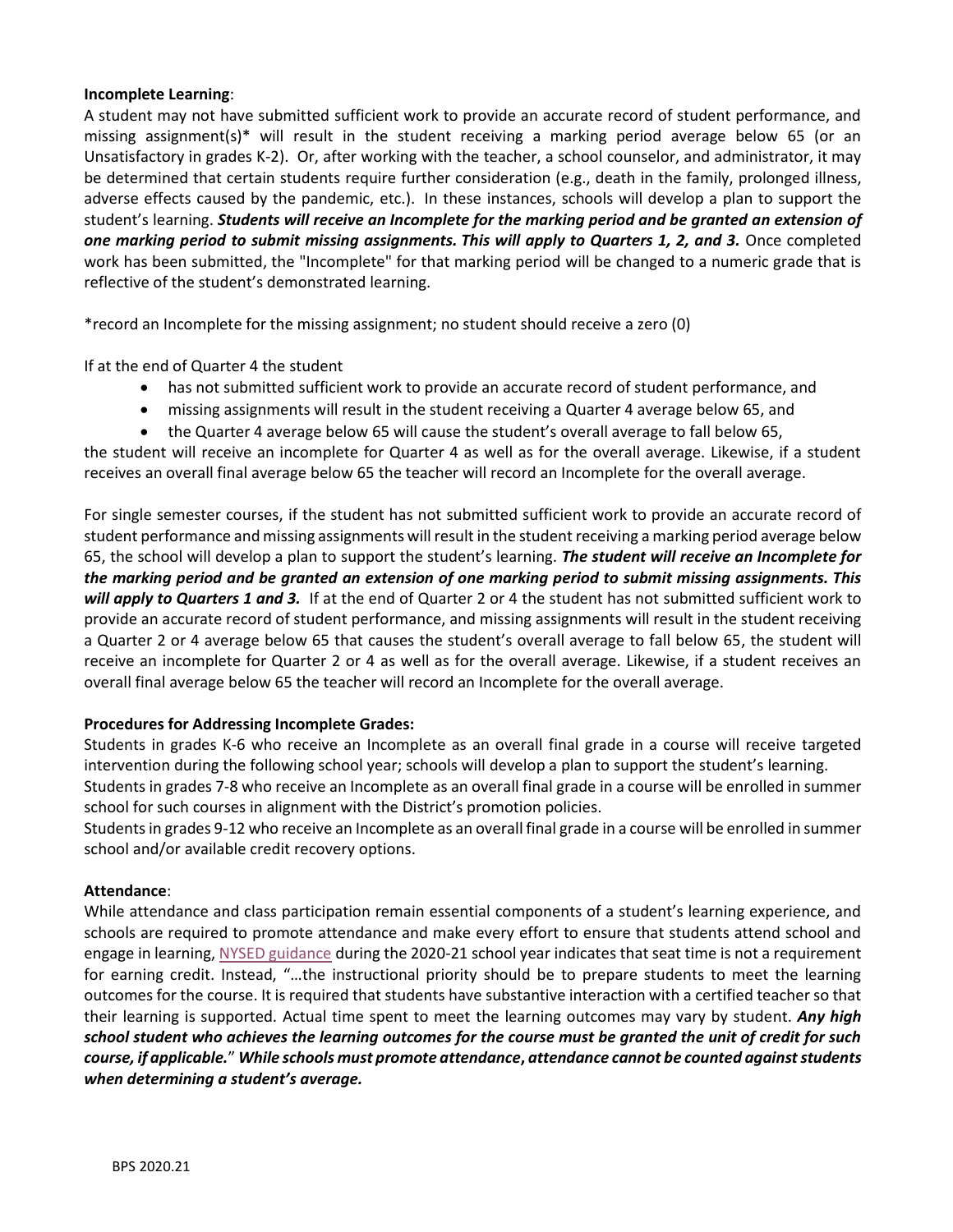**Incomplete Learning**:

A student may not have submitted sufficient work to provide an accurate record of student performance, and missing assignment(s)* will result in the student receiving a marking period average below 65 (or an Unsatisfactory in grades K-2). Or, after working with the teacher, a school counselor, and administrator, it may be determined that certain students require further consideration (e.g., death in the family, prolonged illness, adverse effects caused by the pandemic, etc.). In these instances, schools will develop a plan to support the student's learning. ***Students will receive an Incomplete for the marking period and be granted an extension of one marking period to submit missing assignments. This will apply to Quarters 1, 2, and 3.*** Once completed work has been submitted, the "Incomplete" for that marking period will be changed to a numeric grade that is reflective of the student's demonstrated learning.

*record an Incomplete for the missing assignment; no student should receive a zero (0)

If at the end of Quarter 4 the student

- has not submitted sufficient work to provide an accurate record of student performance, and
- missing assignments will result in the student receiving a Quarter 4 average below 65, and
- the Quarter 4 average below 65 will cause the student's overall average to fall below 65,

the student will receive an incomplete for Quarter 4 as well as for the overall average. Likewise, if a student receives an overall final average below 65 the teacher will record an Incomplete for the overall average.

For single semester courses, if the student has not submitted sufficient work to provide an accurate record of student performance and missing assignments will result in the student receiving a marking period average below 65, the school will develop a plan to support the student's learning. ***The student will receive an Incomplete for the marking period and be granted an extension of one marking period to submit missing assignments. This will apply to Quarters 1 and 3.*** If at the end of Quarter 2 or 4 the student has not submitted sufficient work to provide an accurate record of student performance, and missing assignments will result in the student receiving a Quarter 2 or 4 average below 65 that causes the student's overall average to fall below 65, the student will receive an incomplete for Quarter 2 or 4 as well as for the overall average. Likewise, if a student receives an overall final average below 65 the teacher will record an Incomplete for the overall average.

**Procedures for Addressing Incomplete Grades:**

Students in grades K-6 who receive an Incomplete as an overall final grade in a course will receive targeted intervention during the following school year; schools will develop a plan to support the student's learning.

Students in grades 7-8 who receive an Incomplete as an overall final grade in a course will be enrolled in summer school for such courses in alignment with the District's promotion policies.

Students in grades 9-12 who receive an Incomplete as an overall final grade in a course will be enrolled in summer school and/or available credit recovery options.

**Attendance**:

While attendance and class participation remain essential components of a student's learning experience, and schools are required to promote attendance and make every effort to ensure that students attend school and engage in learning, NYSED guidance during the 2020-21 school year indicates that seat time is not a requirement for earning credit. Instead, "…the instructional priority should be to prepare students to meet the learning outcomes for the course. It is required that students have substantive interaction with a certified teacher so that their learning is supported. Actual time spent to meet the learning outcomes may vary by student. ***Any high school student who achieves the learning outcomes for the course must be granted the unit of credit for such course, if applicable.***" ***While schools must promote attendance, attendance cannot be counted against students when determining a student's average.***